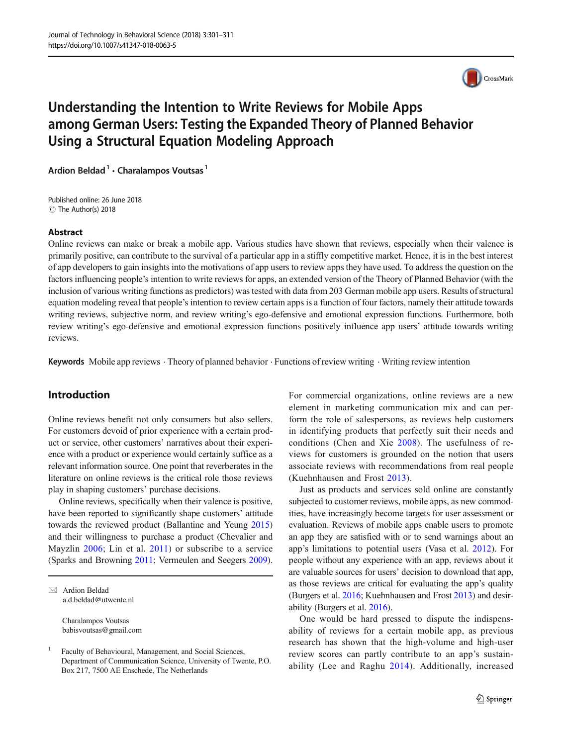# Understanding the Intention to Write Reviews for Mobile Apps among German Users: Testing the Expanded Theory of Planned Behavior Using a Structural Equation Modeling Approach

**Ardion Beldad**[1] **· Charalampos Voutsas**[1]

Published online: 26 June 2018
© The Author(s) 2018

## Abstract

Online reviews can make or break a mobile app. Various studies have shown that reviews, especially when their valence is primarily positive, can contribute to the survival of a particular app in a stiffly competitive market. Hence, it is in the best interest of app developers to gain insights into the motivations of app users to review apps they have used. To address the question on the factors influencing people's intention to write reviews for apps, an extended version of the Theory of Planned Behavior (with the inclusion of various writing functions as predictors) was tested with data from 203 German mobile app users. Results of structural equation modeling reveal that people's intention to review certain apps is a function of four factors, namely their attitude towards writing reviews, subjective norm, and review writing's ego-defensive and emotional expression functions. Furthermore, both review writing's ego-defensive and emotional expression functions positively influence app users' attitude towards writing reviews.

**Keywords** Mobile app reviews · Theory of planned behavior · Functions of review writing · Writing review intention

## Introduction

Online reviews benefit not only consumers but also sellers. For customers devoid of prior experience with a certain product or service, other customers' narratives about their experience with a product or experience would certainly suffice as a relevant information source. One point that reverberates in the literature on online reviews is the critical role those reviews play in shaping customers' purchase decisions.

Online reviews, specifically when their valence is positive, have been reported to significantly shape customers' attitude towards the reviewed product (Ballantine and Yeung 2015) and their willingness to purchase a product (Chevalier and Mayzlin 2006; Lin et al. 2011) or subscribe to a service (Sparks and Browning 2011; Vermeulen and Seegers 2009). For commercial organizations, online reviews are a new element in marketing communication mix and can perform the role of salespersons, as reviews help customers in identifying products that perfectly suit their needs and conditions (Chen and Xie 2008). The usefulness of reviews for customers is grounded on the notion that users associate reviews with recommendations from real people (Kuehnhausen and Frost 2013).

Just as products and services sold online are constantly subjected to customer reviews, mobile apps, as new commodities, have increasingly become targets for user assessment or evaluation. Reviews of mobile apps enable users to promote an app they are satisfied with or to send warnings about an app's limitations to potential users (Vasa et al. 2012). For people without any experience with an app, reviews about it are valuable sources for users' decision to download that app, as those reviews are critical for evaluating the app's quality (Burgers et al. 2016; Kuehnhausen and Frost 2013) and desirability (Burgers et al. 2016).

One would be hard pressed to dispute the indispensability of reviews for a certain mobile app, as previous research has shown that the high-volume and high-user review scores can partly contribute to an app's sustainability (Lee and Raghu 2014). Additionally, increased

---

✉ Ardion Beldad
a.d.beldad@utwente.nl

Charalampos Voutsas
babisvoutsas@gmail.com

[1] Faculty of Behavioural, Management, and Social Sciences, Department of Communication Science, University of Twente, P.O. Box 217, 7500 AE Enschede, The Netherlands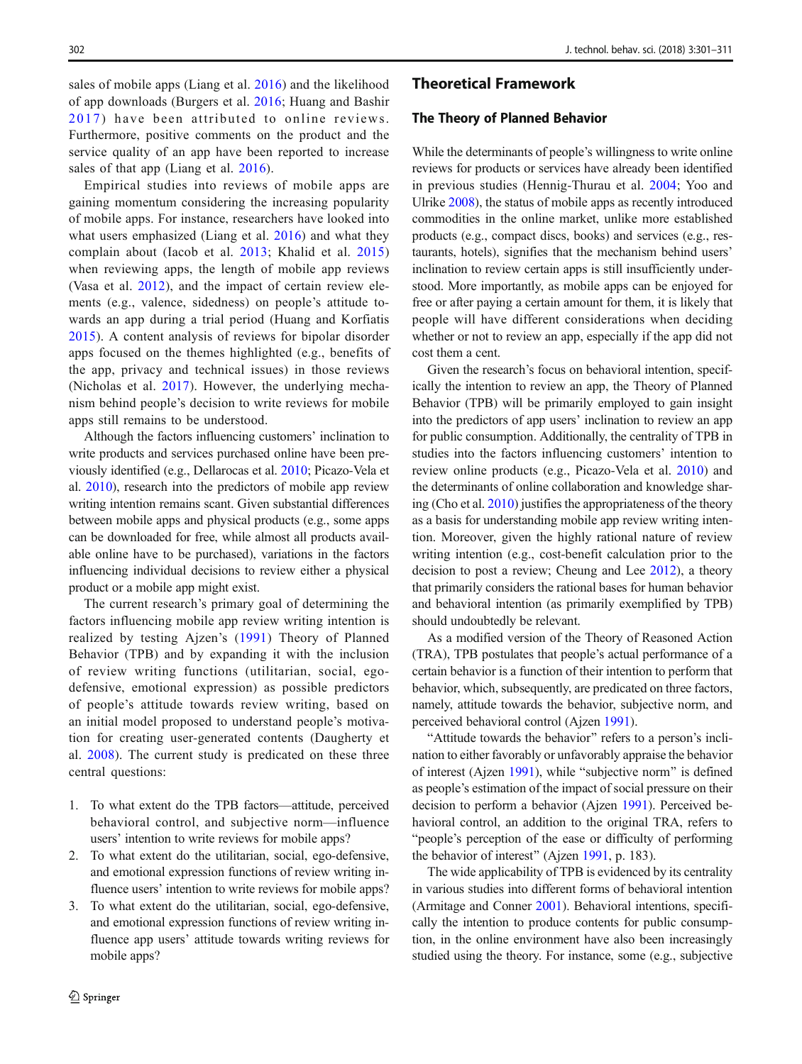sales of mobile apps (Liang et al. 2016) and the likelihood of app downloads (Burgers et al. 2016; Huang and Bashir 2017) have been attributed to online reviews. Furthermore, positive comments on the product and the service quality of an app have been reported to increase sales of that app (Liang et al. 2016).

Empirical studies into reviews of mobile apps are gaining momentum considering the increasing popularity of mobile apps. For instance, researchers have looked into what users emphasized (Liang et al. 2016) and what they complain about (Iacob et al. 2013; Khalid et al. 2015) when reviewing apps, the length of mobile app reviews (Vasa et al. 2012), and the impact of certain review elements (e.g., valence, sidedness) on people's attitude towards an app during a trial period (Huang and Korfiatis 2015). A content analysis of reviews for bipolar disorder apps focused on the themes highlighted (e.g., benefits of the app, privacy and technical issues) in those reviews (Nicholas et al. 2017). However, the underlying mechanism behind people's decision to write reviews for mobile apps still remains to be understood.

Although the factors influencing customers' inclination to write products and services purchased online have been previously identified (e.g., Dellarocas et al. 2010; Picazo-Vela et al. 2010), research into the predictors of mobile app review writing intention remains scant. Given substantial differences between mobile apps and physical products (e.g., some apps can be downloaded for free, while almost all products available online have to be purchased), variations in the factors influencing individual decisions to review either a physical product or a mobile app might exist.

The current research's primary goal of determining the factors influencing mobile app review writing intention is realized by testing Ajzen's (1991) Theory of Planned Behavior (TPB) and by expanding it with the inclusion of review writing functions (utilitarian, social, ego-defensive, emotional expression) as possible predictors of people's attitude towards review writing, based on an initial model proposed to understand people's motivation for creating user-generated contents (Daugherty et al. 2008). The current study is predicated on these three central questions:

1. To what extent do the TPB factors—attitude, perceived behavioral control, and subjective norm—influence users' intention to write reviews for mobile apps?
2. To what extent do the utilitarian, social, ego-defensive, and emotional expression functions of review writing influence users' intention to write reviews for mobile apps?
3. To what extent do the utilitarian, social, ego-defensive, and emotional expression functions of review writing influence app users' attitude towards writing reviews for mobile apps?

## Theoretical Framework

### The Theory of Planned Behavior

While the determinants of people's willingness to write online reviews for products or services have already been identified in previous studies (Hennig-Thurau et al. 2004; Yoo and Ulrike 2008), the status of mobile apps as recently introduced commodities in the online market, unlike more established products (e.g., compact discs, books) and services (e.g., restaurants, hotels), signifies that the mechanism behind users' inclination to review certain apps is still insufficiently understood. More importantly, as mobile apps can be enjoyed for free or after paying a certain amount for them, it is likely that people will have different considerations when deciding whether or not to review an app, especially if the app did not cost them a cent.

Given the research's focus on behavioral intention, specifically the intention to review an app, the Theory of Planned Behavior (TPB) will be primarily employed to gain insight into the predictors of app users' inclination to review an app for public consumption. Additionally, the centrality of TPB in studies into the factors influencing customers' intention to review online products (e.g., Picazo-Vela et al. 2010) and the determinants of online collaboration and knowledge sharing (Cho et al. 2010) justifies the appropriateness of the theory as a basis for understanding mobile app review writing intention. Moreover, given the highly rational nature of review writing intention (e.g., cost-benefit calculation prior to the decision to post a review; Cheung and Lee 2012), a theory that primarily considers the rational bases for human behavior and behavioral intention (as primarily exemplified by TPB) should undoubtedly be relevant.

As a modified version of the Theory of Reasoned Action (TRA), TPB postulates that people's actual performance of a certain behavior is a function of their intention to perform that behavior, which, subsequently, are predicated on three factors, namely, attitude towards the behavior, subjective norm, and perceived behavioral control (Ajzen 1991).

"Attitude towards the behavior" refers to a person's inclination to either favorably or unfavorably appraise the behavior of interest (Ajzen 1991), while "subjective norm" is defined as people's estimation of the impact of social pressure on their decision to perform a behavior (Ajzen 1991). Perceived behavioral control, an addition to the original TRA, refers to "people's perception of the ease or difficulty of performing the behavior of interest" (Ajzen 1991, p. 183).

The wide applicability of TPB is evidenced by its centrality in various studies into different forms of behavioral intention (Armitage and Conner 2001). Behavioral intentions, specifically the intention to produce contents for public consumption, in the online environment have also been increasingly studied using the theory. For instance, some (e.g., subjective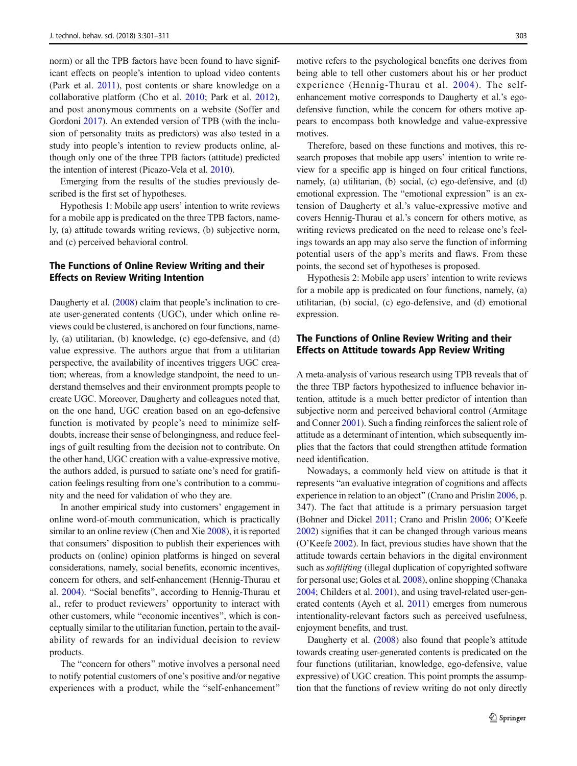norm) or all the TPB factors have been found to have significant effects on people's intention to upload video contents (Park et al. 2011), post contents or share knowledge on a collaborative platform (Cho et al. 2010; Park et al. 2012), and post anonymous comments on a website (Soffer and Gordoni 2017). An extended version of TPB (with the inclusion of personality traits as predictors) was also tested in a study into people's intention to review products online, although only one of the three TPB factors (attitude) predicted the intention of interest (Picazo-Vela et al. 2010).

Emerging from the results of the studies previously described is the first set of hypotheses.

Hypothesis 1: Mobile app users' intention to write reviews for a mobile app is predicated on the three TPB factors, namely, (a) attitude towards writing reviews, (b) subjective norm, and (c) perceived behavioral control.

## The Functions of Online Review Writing and their Effects on Review Writing Intention

Daugherty et al. (2008) claim that people's inclination to create user-generated contents (UGC), under which online reviews could be clustered, is anchored on four functions, namely, (a) utilitarian, (b) knowledge, (c) ego-defensive, and (d) value expressive. The authors argue that from a utilitarian perspective, the availability of incentives triggers UGC creation; whereas, from a knowledge standpoint, the need to understand themselves and their environment prompts people to create UGC. Moreover, Daugherty and colleagues noted that, on the one hand, UGC creation based on an ego-defensive function is motivated by people's need to minimize self-doubts, increase their sense of belongingness, and reduce feelings of guilt resulting from the decision not to contribute. On the other hand, UGC creation with a value-expressive motive, the authors added, is pursued to satiate one's need for gratification feelings resulting from one's contribution to a community and the need for validation of who they are.

In another empirical study into customers' engagement in online word-of-mouth communication, which is practically similar to an online review (Chen and Xie 2008), it is reported that consumers' disposition to publish their experiences with products on (online) opinion platforms is hinged on several considerations, namely, social benefits, economic incentives, concern for others, and self-enhancement (Hennig-Thurau et al. 2004). "Social benefits", according to Hennig-Thurau et al., refer to product reviewers' opportunity to interact with other customers, while "economic incentives", which is conceptually similar to the utilitarian function, pertain to the availability of rewards for an individual decision to review products.

The "concern for others" motive involves a personal need to notify potential customers of one's positive and/or negative experiences with a product, while the "self-enhancement" motive refers to the psychological benefits one derives from being able to tell other customers about his or her product experience (Hennig-Thurau et al. 2004). The self-enhancement motive corresponds to Daugherty et al.'s ego-defensive function, while the concern for others motive appears to encompass both knowledge and value-expressive motives.

Therefore, based on these functions and motives, this research proposes that mobile app users' intention to write review for a specific app is hinged on four critical functions, namely, (a) utilitarian, (b) social, (c) ego-defensive, and (d) emotional expression. The "emotional expression" is an extension of Daugherty et al.'s value-expressive motive and covers Hennig-Thurau et al.'s concern for others motive, as writing reviews predicated on the need to release one's feelings towards an app may also serve the function of informing potential users of the app's merits and flaws. From these points, the second set of hypotheses is proposed.

Hypothesis 2: Mobile app users' intention to write reviews for a mobile app is predicated on four functions, namely, (a) utilitarian, (b) social, (c) ego-defensive, and (d) emotional expression.

## The Functions of Online Review Writing and their Effects on Attitude towards App Review Writing

A meta-analysis of various research using TPB reveals that of the three TBP factors hypothesized to influence behavior intention, attitude is a much better predictor of intention than subjective norm and perceived behavioral control (Armitage and Conner 2001). Such a finding reinforces the salient role of attitude as a determinant of intention, which subsequently implies that the factors that could strengthen attitude formation need identification.

Nowadays, a commonly held view on attitude is that it represents "an evaluative integration of cognitions and affects experience in relation to an object" (Crano and Prislin 2006, p. 347). The fact that attitude is a primary persuasion target (Bohner and Dickel 2011; Crano and Prislin 2006; O'Keefe 2002) signifies that it can be changed through various means (O'Keefe 2002). In fact, previous studies have shown that the attitude towards certain behaviors in the digital environment such as *softlifting* (illegal duplication of copyrighted software for personal use; Goles et al. 2008), online shopping (Chanaka 2004; Childers et al. 2001), and using travel-related user-generated contents (Ayeh et al. 2011) emerges from numerous intentionality-relevant factors such as perceived usefulness, enjoyment benefits, and trust.

Daugherty et al. (2008) also found that people's attitude towards creating user-generated contents is predicated on the four functions (utilitarian, knowledge, ego-defensive, value expressive) of UGC creation. This point prompts the assumption that the functions of review writing do not only directly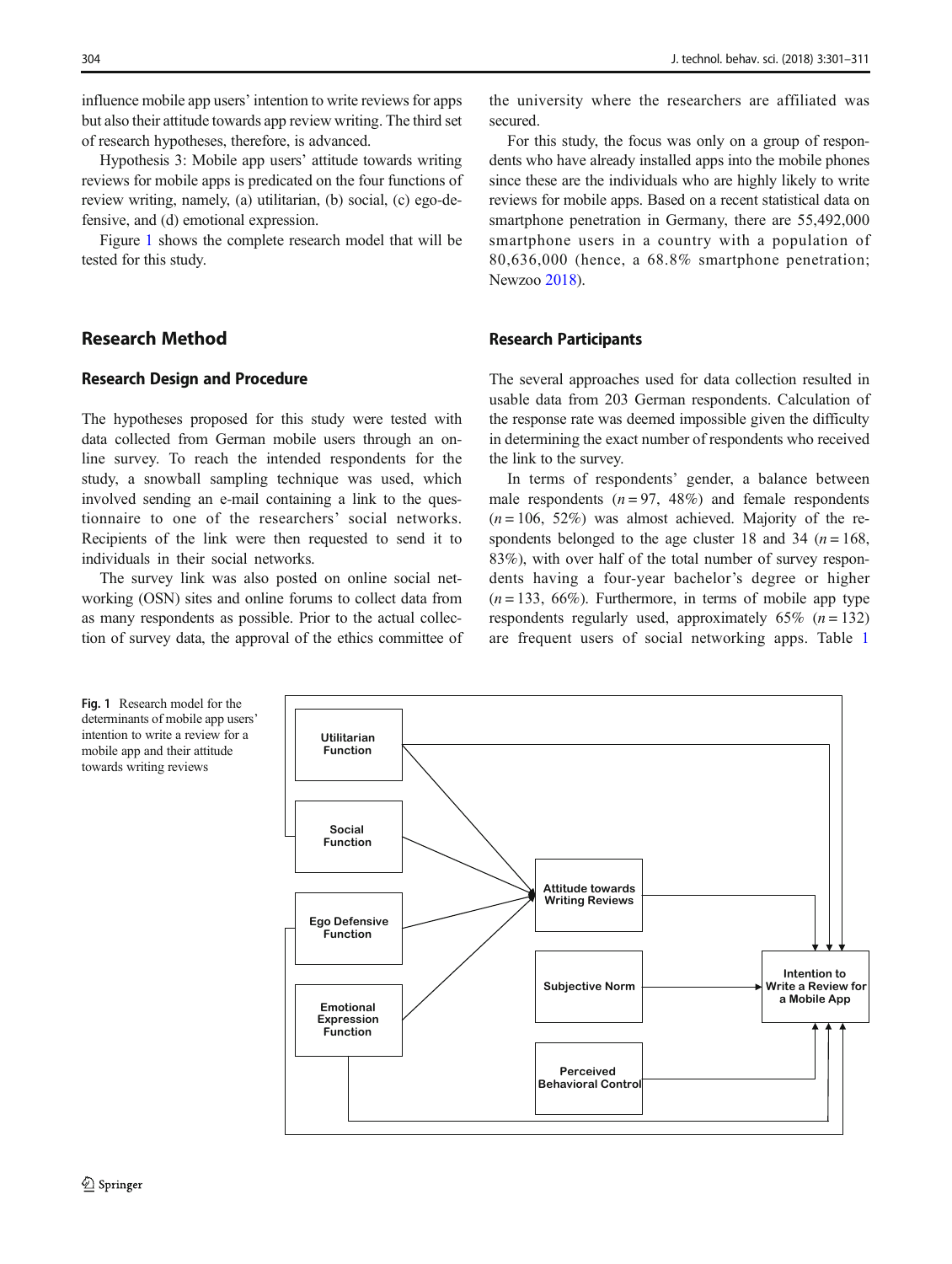influence mobile app users' intention to write reviews for apps but also their attitude towards app review writing. The third set of research hypotheses, therefore, is advanced.

Hypothesis 3: Mobile app users' attitude towards writing reviews for mobile apps is predicated on the four functions of review writing, namely, (a) utilitarian, (b) social, (c) ego-defensive, and (d) emotional expression.

Figure 1 shows the complete research model that will be tested for this study.

## Research Method

### Research Design and Procedure

The hypotheses proposed for this study were tested with data collected from German mobile users through an online survey. To reach the intended respondents for the study, a snowball sampling technique was used, which involved sending an e-mail containing a link to the questionnaire to one of the researchers' social networks. Recipients of the link were then requested to send it to individuals in their social networks.

The survey link was also posted on online social networking (OSN) sites and online forums to collect data from as many respondents as possible. Prior to the actual collection of survey data, the approval of the ethics committee of the university where the researchers are affiliated was secured.

For this study, the focus was only on a group of respondents who have already installed apps into the mobile phones since these are the individuals who are highly likely to write reviews for mobile apps. Based on a recent statistical data on smartphone penetration in Germany, there are 55,492,000 smartphone users in a country with a population of 80,636,000 (hence, a 68.8% smartphone penetration; Newzoo 2018).

### Research Participants

The several approaches used for data collection resulted in usable data from 203 German respondents. Calculation of the response rate was deemed impossible given the difficulty in determining the exact number of respondents who received the link to the survey.

In terms of respondents' gender, a balance between male respondents ($n = 97$, 48%) and female respondents ($n = 106$, 52%) was almost achieved. Majority of the respondents belonged to the age cluster 18 and 34 ($n = 168$, 83%), with over half of the total number of survey respondents having a four-year bachelor's degree or higher ($n = 133$, 66%). Furthermore, in terms of mobile app type respondents regularly used, approximately 65% ($n = 132$) are frequent users of social networking apps. Table 1

**Fig. 1** Research model for the determinants of mobile app users' intention to write a review for a mobile app and their attitude towards writing reviews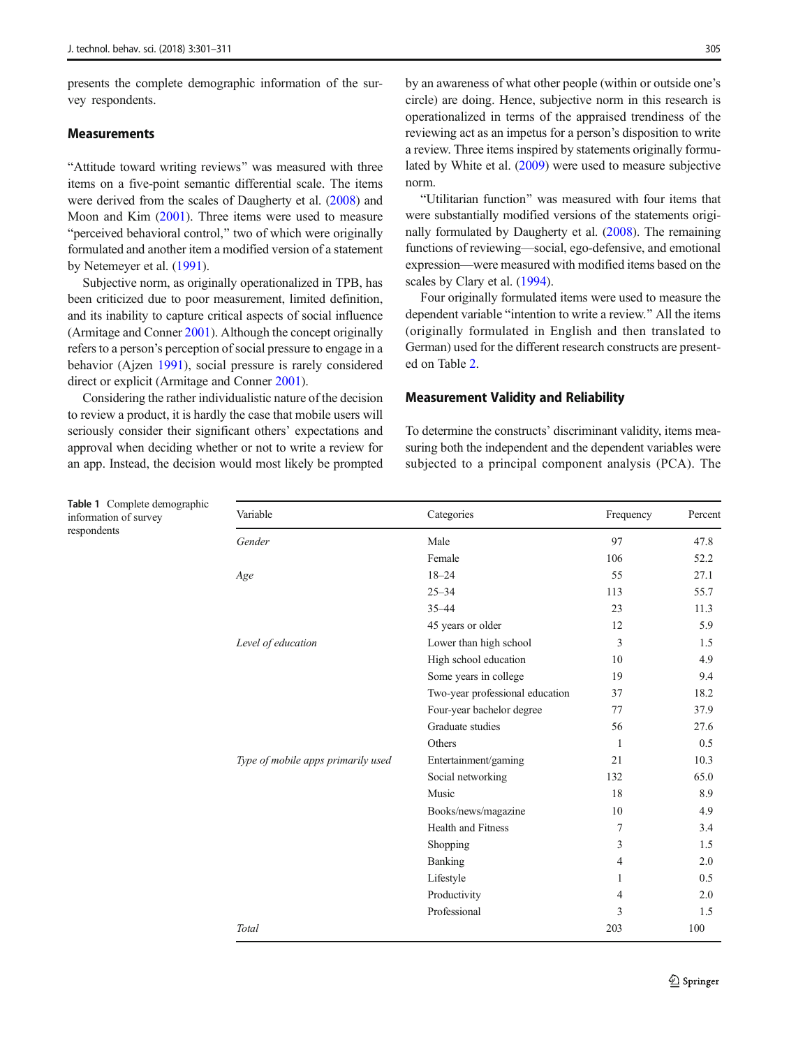presents the complete demographic information of the survey respondents.

## Measurements

"Attitude toward writing reviews" was measured with three items on a five-point semantic differential scale. The items were derived from the scales of Daugherty et al. (2008) and Moon and Kim (2001). Three items were used to measure "perceived behavioral control," two of which were originally formulated and another item a modified version of a statement by Netemeyer et al. (1991).

Subjective norm, as originally operationalized in TPB, has been criticized due to poor measurement, limited definition, and its inability to capture critical aspects of social influence (Armitage and Conner 2001). Although the concept originally refers to a person's perception of social pressure to engage in a behavior (Ajzen 1991), social pressure is rarely considered direct or explicit (Armitage and Conner 2001).

Considering the rather individualistic nature of the decision to review a product, it is hardly the case that mobile users will seriously consider their significant others' expectations and approval when deciding whether or not to write a review for an app. Instead, the decision would most likely be prompted by an awareness of what other people (within or outside one's circle) are doing. Hence, subjective norm in this research is operationalized in terms of the appraised trendiness of the reviewing act as an impetus for a person's disposition to write a review. Three items inspired by statements originally formulated by White et al. (2009) were used to measure subjective norm.

"Utilitarian function" was measured with four items that were substantially modified versions of the statements originally formulated by Daugherty et al. (2008). The remaining functions of reviewing—social, ego-defensive, and emotional expression—were measured with modified items based on the scales by Clary et al. (1994).

Four originally formulated items were used to measure the dependent variable "intention to write a review." All the items (originally formulated in English and then translated to German) used for the different research constructs are presented on Table 2.

## Measurement Validity and Reliability

To determine the constructs' discriminant validity, items measuring both the independent and the dependent variables were subjected to a principal component analysis (PCA). The

**Table 1** Complete demographic information of survey respondents

| Variable | Categories | Frequency | Percent |
|---|---|---|---|
| *Gender* | Male | 97 | 47.8 |
| | Female | 106 | 52.2 |
| *Age* | 18–24 | 55 | 27.1 |
| | 25–34 | 113 | 55.7 |
| | 35–44 | 23 | 11.3 |
| | 45 years or older | 12 | 5.9 |
| *Level of education* | Lower than high school | 3 | 1.5 |
| | High school education | 10 | 4.9 |
| | Some years in college | 19 | 9.4 |
| | Two-year professional education | 37 | 18.2 |
| | Four-year bachelor degree | 77 | 37.9 |
| | Graduate studies | 56 | 27.6 |
| | Others | 1 | 0.5 |
| *Type of mobile apps primarily used* | Entertainment/gaming | 21 | 10.3 |
| | Social networking | 132 | 65.0 |
| | Music | 18 | 8.9 |
| | Books/news/magazine | 10 | 4.9 |
| | Health and Fitness | 7 | 3.4 |
| | Shopping | 3 | 1.5 |
| | Banking | 4 | 2.0 |
| | Lifestyle | 1 | 0.5 |
| | Productivity | 4 | 2.0 |
| | Professional | 3 | 1.5 |
| *Total* | | 203 | 100 |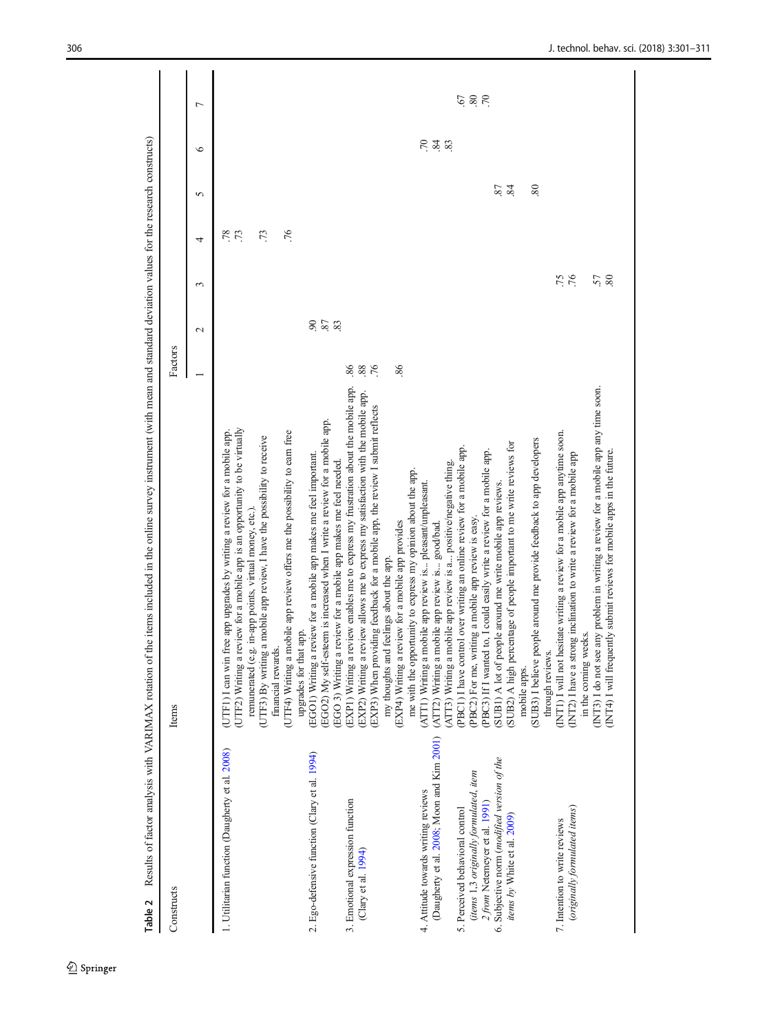**Table 2** Results of factor analysis with VARIMAX rotation of the items included in the online survey instrument (with mean and standard deviation values for the research constructs)

| Constructs | Items | Factors | | | | | | |
|---|---|---|---|---|---|---|---|---|
| | | 1 | 2 | 3 | 4 | 5 | 6 | 7 |
| 1. Utilitarian function (Daugherty et al. 2008) | (UTF1) I can win free app upgrades by writing a review for a mobile app. | | | | .78 | | | |
| | (UTF2) Writing a review for a mobile app is an opportunity to be virtually remunerated (e.g. in-app points, virtual money, etc.). | | | | .73 | | | |
| | (UTF3) By writing a mobile app review, I have the possibility to receive financial rewards. | | | | .73 | | | |
| | (UTF4) Writing a mobile app review offers me the possibility to earn free upgrades for that app. | | | | .76 | | | |
| 2. Ego-defensive function (Clary et al. 1994) | (EGO1) Writing a review for a mobile app makes me feel important. | | .90 | | | | | |
| | (EGO2) My self-esteem is increased when I write a review for a mobile app. | | .87 | | | | | |
| | (EGO 3) Writing a review for a mobile app makes me feel needed. | | .83 | | | | | |
| 3. Emotional expression function (Clary et al. 1994) | (EXP1) Writing a review enables me to express my frustration about the mobile app. | .86 | | | | | | |
| | (EXP2) Writing a review allows me to express my satisfaction with the mobile app. | .88 | | | | | | |
| | (EXP3) When providing feedback for a mobile app, the review I submit reflects my thoughts and feelings about the app. | .76 | | | | | | |
| | (EXP4) Writing a review for a mobile app provides me with the opportunity to express my opinion about the app. | .86 | | | | | | |
| 4. Attitude towards writing reviews (Daugherty et al. 2008; Moon and Kim 2001) | (ATT1) Writing a mobile app review is... pleasant/unpleasant. | | | | | | .70 | |
| | (ATT2) Writing a mobile app review is... good/bad. | | | | | | .84 | |
| | (ATT3) Writing a mobile app review is a... positive/negative thing. | | | | | | .83 | |
| 5. Perceived behavioral control (*items 1,3 originally formulated, item 2 from* Netemeyer et al. 1991) | (PBC1) I have control over writing an online review for a mobile app. | | | | | | | .67 |
| | (PBC2) For me, writing a mobile app review is easy. | | | | | | | .80 |
| | (PBC3) If I wanted to, I could easily write a review for a mobile app. | | | | | | | .70 |
| 6. Subjective norm (*modified version of the items by* White et al. 2009) | (SUB1) A lot of people around me write mobile app reviews. | | | | | .87 | | |
| | (SUB2) A high percentage of people important to me write reviews for mobile apps. | | | | | .84 | | |
| | (SUB3) I believe people around me provide feedback to app developers through reviews. | | | | | .80 | | |
| 7. Intention to write reviews (*originally formulated items*) | (INT1) I will not hesitate writing a review for a mobile app anytime soon. | | | .75 | | | | |
| | (INT2) I have a strong inclination to write a review for a mobile app in the coming weeks. | | | .76 | | | | |
| | (INT3) I do not see any problem in writing a review for a mobile app any time soon. | | | .57 | | | | |
| | (INT4) I will frequently submit reviews for mobile apps in the future. | | | .80 | | | | |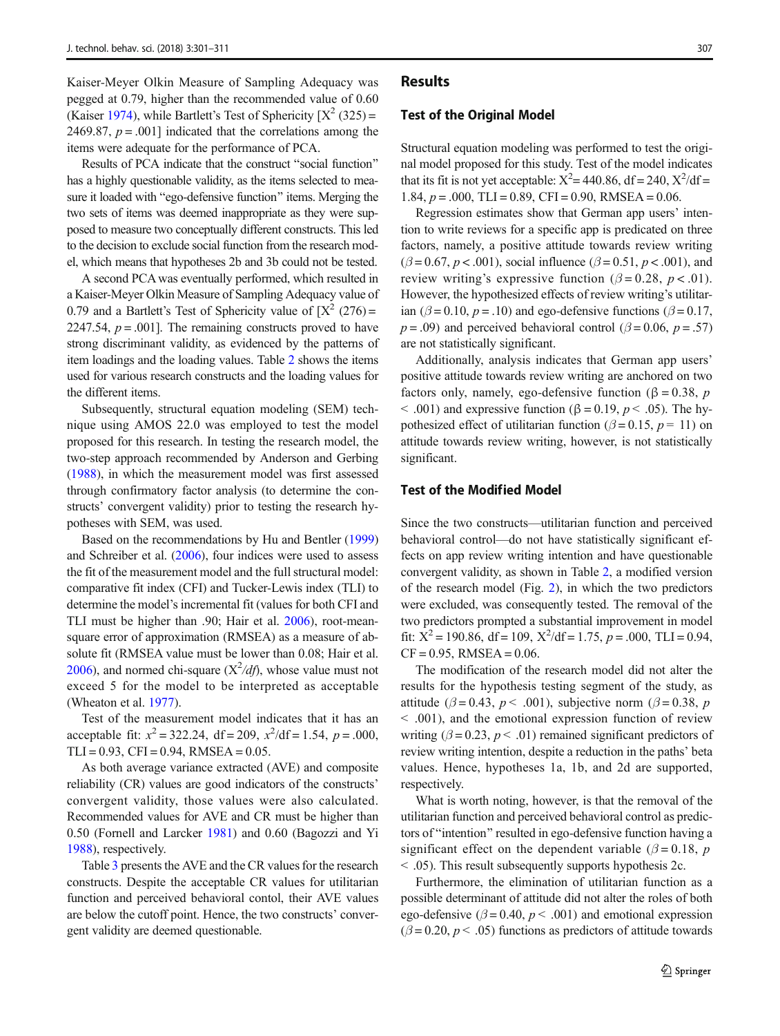Kaiser-Meyer Olkin Measure of Sampling Adequacy was pegged at 0.79, higher than the recommended value of 0.60 (Kaiser 1974), while Bartlett's Test of Sphericity [$X^2$ (325) = 2469.87, $p = .001$] indicated that the correlations among the items were adequate for the performance of PCA.

Results of PCA indicate that the construct "social function" has a highly questionable validity, as the items selected to measure it loaded with "ego-defensive function" items. Merging the two sets of items was deemed inappropriate as they were supposed to measure two conceptually different constructs. This led to the decision to exclude social function from the research model, which means that hypotheses 2b and 3b could not be tested.

A second PCA was eventually performed, which resulted in a Kaiser-Meyer Olkin Measure of Sampling Adequacy value of 0.79 and a Bartlett's Test of Sphericity value of [$X^2$ (276) = 2247.54, $p = .001$]. The remaining constructs proved to have strong discriminant validity, as evidenced by the patterns of item loadings and the loading values. Table 2 shows the items used for various research constructs and the loading values for the different items.

Subsequently, structural equation modeling (SEM) technique using AMOS 22.0 was employed to test the model proposed for this research. In testing the research model, the two-step approach recommended by Anderson and Gerbing (1988), in which the measurement model was first assessed through confirmatory factor analysis (to determine the constructs' convergent validity) prior to testing the research hypotheses with SEM, was used.

Based on the recommendations by Hu and Bentler (1999) and Schreiber et al. (2006), four indices were used to assess the fit of the measurement model and the full structural model: comparative fit index (CFI) and Tucker-Lewis index (TLI) to determine the model's incremental fit (values for both CFI and TLI must be higher than .90; Hair et al. 2006), root-mean-square error of approximation (RMSEA) as a measure of absolute fit (RMSEA value must be lower than 0.08; Hair et al. 2006), and normed chi-square ($X^2/df$), whose value must not exceed 5 for the model to be interpreted as acceptable (Wheaton et al. 1977).

Test of the measurement model indicates that it has an acceptable fit: $x^2 = 322.24$, df = 209, $x^2$/df = 1.54, $p = .000$, TLI = 0.93, CFI = 0.94, RMSEA = 0.05.

As both average variance extracted (AVE) and composite reliability (CR) values are good indicators of the constructs' convergent validity, those values were also calculated. Recommended values for AVE and CR must be higher than 0.50 (Fornell and Larcker 1981) and 0.60 (Bagozzi and Yi 1988), respectively.

Table 3 presents the AVE and the CR values for the research constructs. Despite the acceptable CR values for utilitarian function and perceived behavioral contol, their AVE values are below the cutoff point. Hence, the two constructs' convergent validity are deemed questionable.

## Results

### Test of the Original Model

Structural equation modeling was performed to test the original model proposed for this study. Test of the model indicates that its fit is not yet acceptable: $X^2 = 440.86$, df = 240, $X^2$/df = 1.84, $p = .000$, TLI = 0.89, CFI = 0.90, RMSEA = 0.06.

Regression estimates show that German app users' intention to write reviews for a specific app is predicated on three factors, namely, a positive attitude towards review writing ($\beta = 0.67$, $p < .001$), social influence ($\beta = 0.51$, $p < .001$), and review writing's expressive function ($\beta = 0.28$, $p < .01$). However, the hypothesized effects of review writing's utilitarian ($\beta = 0.10$, $p = .10$) and ego-defensive functions ($\beta = 0.17$, $p = .09$) and perceived behavioral control ($\beta = 0.06$, $p = .57$) are not statistically significant.

Additionally, analysis indicates that German app users' positive attitude towards review writing are anchored on two factors only, namely, ego-defensive function ($\beta = 0.38$, $p < .001$) and expressive function ($\beta = 0.19$, $p < .05$). The hypothesized effect of utilitarian function ($\beta = 0.15$, $p = 11$) on attitude towards review writing, however, is not statistically significant.

### Test of the Modified Model

Since the two constructs—utilitarian function and perceived behavioral control—do not have statistically significant effects on app review writing intention and have questionable convergent validity, as shown in Table 2, a modified version of the research model (Fig. 2), in which the two predictors were excluded, was consequently tested. The removal of the two predictors prompted a substantial improvement in model fit: $X^2 = 190.86$, df = 109, $X^2$/df = 1.75, $p = .000$, TLI = 0.94, CF = 0.95, RMSEA = 0.06.

The modification of the research model did not alter the results for the hypothesis testing segment of the study, as attitude ($\beta = 0.43$, $p < .001$), subjective norm ($\beta = 0.38$, $p < .001$), and the emotional expression function of review writing ($\beta = 0.23$, $p < .01$) remained significant predictors of review writing intention, despite a reduction in the paths' beta values. Hence, hypotheses 1a, 1b, and 2d are supported, respectively.

What is worth noting, however, is that the removal of the utilitarian function and perceived behavioral control as predictors of "intention" resulted in ego-defensive function having a significant effect on the dependent variable ($\beta = 0.18$, $p < .05$). This result subsequently supports hypothesis 2c.

Furthermore, the elimination of utilitarian function as a possible determinant of attitude did not alter the roles of both ego-defensive ($\beta = 0.40$, $p < .001$) and emotional expression ($\beta = 0.20$, $p < .05$) functions as predictors of attitude towards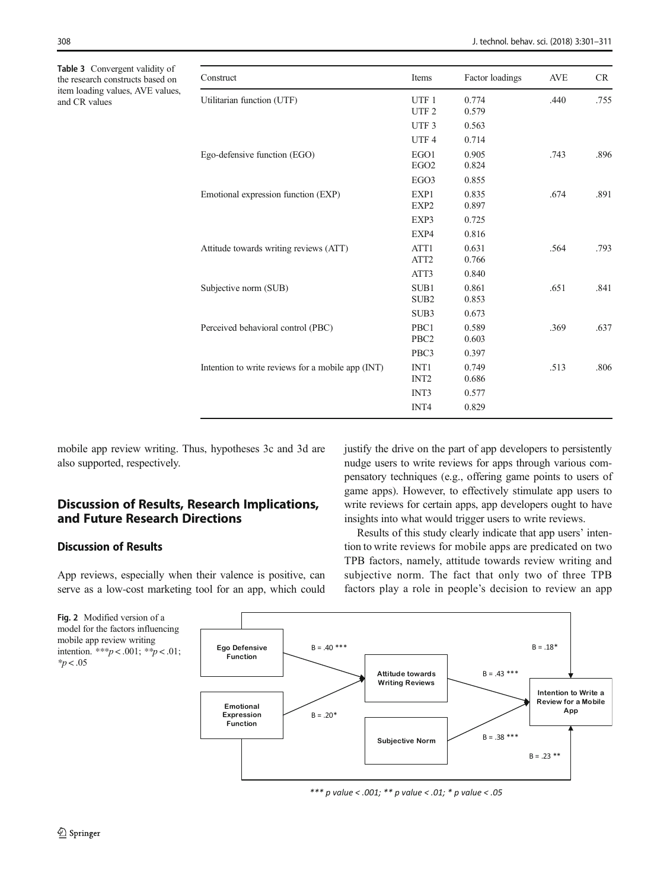Table 3 Convergent validity of the research constructs based on item loading values, AVE values, and CR values

| Construct | Items | Factor loadings | AVE | CR |
|---|---|---|---|---|
| Utilitarian function (UTF) | UTF 1 | 0.774 | .440 | .755 |
| | UTF 2 | 0.579 | | |
| | UTF 3 | 0.563 | | |
| | UTF 4 | 0.714 | | |
| Ego-defensive function (EGO) | EGO1 | 0.905 | .743 | .896 |
| | EGO2 | 0.824 | | |
| | EGO3 | 0.855 | | |
| Emotional expression function (EXP) | EXP1 | 0.835 | .674 | .891 |
| | EXP2 | 0.897 | | |
| | EXP3 | 0.725 | | |
| | EXP4 | 0.816 | | |
| Attitude towards writing reviews (ATT) | ATT1 | 0.631 | .564 | .793 |
| | ATT2 | 0.766 | | |
| | ATT3 | 0.840 | | |
| Subjective norm (SUB) | SUB1 | 0.861 | .651 | .841 |
| | SUB2 | 0.853 | | |
| | SUB3 | 0.673 | | |
| Perceived behavioral control (PBC) | PBC1 | 0.589 | .369 | .637 |
| | PBC2 | 0.603 | | |
| | PBC3 | 0.397 | | |
| Intention to write reviews for a mobile app (INT) | INT1 | 0.749 | .513 | .806 |
| | INT2 | 0.686 | | |
| | INT3 | 0.577 | | |
| | INT4 | 0.829 | | |

mobile app review writing. Thus, hypotheses 3c and 3d are also supported, respectively.

## Discussion of Results, Research Implications, and Future Research Directions

### Discussion of Results

App reviews, especially when their valence is positive, can serve as a low-cost marketing tool for an app, which could justify the drive on the part of app developers to persistently nudge users to write reviews for apps through various compensatory techniques (e.g., offering game points to users of game apps). However, to effectively stimulate app users to write reviews for certain apps, app developers ought to have insights into what would trigger users to write reviews.

Results of this study clearly indicate that app users' intention to write reviews for mobile apps are predicated on two TPB factors, namely, attitude towards review writing and subjective norm. The fact that only two of three TPB factors play a role in people's decision to review an app

Ego Defensive Function → Attitude towards Writing Reviews: B = .40 ***
Emotional Expression Function → Attitude towards Writing Reviews: B = .20*
Attitude towards Writing Reviews → Intention to Write a Review for a Mobile App: B = .43 ***
Subjective Norm → Intention to Write a Review for a Mobile App: B = .38 ***
Ego Defensive Function → Intention to Write a Review for a Mobile App: B = .18*
Emotional Expression Function → Intention to Write a Review for a Mobile App: B = .23 **

*** p value < .001; ** p value < .01; * p value < .05

Fig. 2 Modified version of a model for the factors influencing mobile app review writing intention. ***$p < .001$; **$p < .01$; *$p < .05$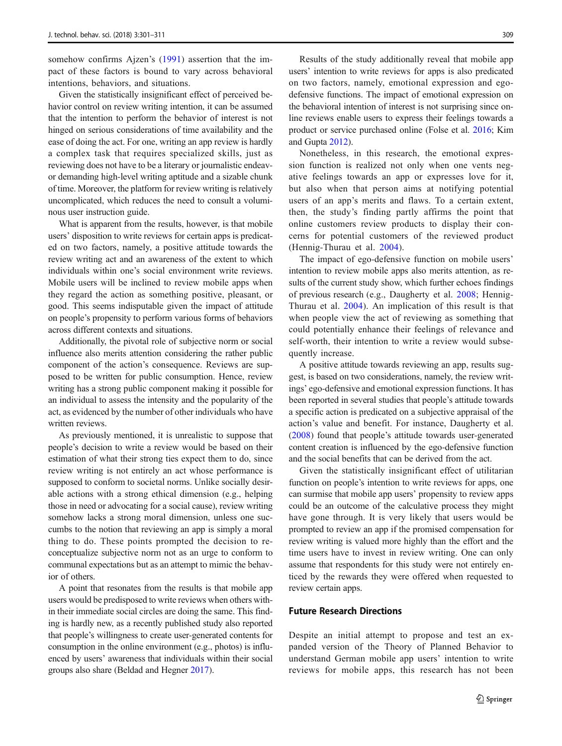somehow confirms Ajzen's (1991) assertion that the impact of these factors is bound to vary across behavioral intentions, behaviors, and situations.

Given the statistically insignificant effect of perceived behavior control on review writing intention, it can be assumed that the intention to perform the behavior of interest is not hinged on serious considerations of time availability and the ease of doing the act. For one, writing an app review is hardly a complex task that requires specialized skills, just as reviewing does not have to be a literary or journalistic endeavor demanding high-level writing aptitude and a sizable chunk of time. Moreover, the platform for review writing is relatively uncomplicated, which reduces the need to consult a voluminous user instruction guide.

What is apparent from the results, however, is that mobile users' disposition to write reviews for certain apps is predicated on two factors, namely, a positive attitude towards the review writing act and an awareness of the extent to which individuals within one's social environment write reviews. Mobile users will be inclined to review mobile apps when they regard the action as something positive, pleasant, or good. This seems indisputable given the impact of attitude on people's propensity to perform various forms of behaviors across different contexts and situations.

Additionally, the pivotal role of subjective norm or social influence also merits attention considering the rather public component of the action's consequence. Reviews are supposed to be written for public consumption. Hence, review writing has a strong public component making it possible for an individual to assess the intensity and the popularity of the act, as evidenced by the number of other individuals who have written reviews.

As previously mentioned, it is unrealistic to suppose that people's decision to write a review would be based on their estimation of what their strong ties expect them to do, since review writing is not entirely an act whose performance is supposed to conform to societal norms. Unlike socially desirable actions with a strong ethical dimension (e.g., helping those in need or advocating for a social cause), review writing somehow lacks a strong moral dimension, unless one succumbs to the notion that reviewing an app is simply a moral thing to do. These points prompted the decision to reconceptualize subjective norm not as an urge to conform to communal expectations but as an attempt to mimic the behavior of others.

A point that resonates from the results is that mobile app users would be predisposed to write reviews when others within their immediate social circles are doing the same. This finding is hardly new, as a recently published study also reported that people's willingness to create user-generated contents for consumption in the online environment (e.g., photos) is influenced by users' awareness that individuals within their social groups also share (Beldad and Hegner 2017).

Results of the study additionally reveal that mobile app users' intention to write reviews for apps is also predicated on two factors, namely, emotional expression and ego-defensive functions. The impact of emotional expression on the behavioral intention of interest is not surprising since online reviews enable users to express their feelings towards a product or service purchased online (Folse et al. 2016; Kim and Gupta 2012).

Nonetheless, in this research, the emotional expression function is realized not only when one vents negative feelings towards an app or expresses love for it, but also when that person aims at notifying potential users of an app's merits and flaws. To a certain extent, then, the study's finding partly affirms the point that online customers review products to display their concerns for potential customers of the reviewed product (Hennig-Thurau et al. 2004).

The impact of ego-defensive function on mobile users' intention to review mobile apps also merits attention, as results of the current study show, which further echoes findings of previous research (e.g., Daugherty et al. 2008; Hennig-Thurau et al. 2004). An implication of this result is that when people view the act of reviewing as something that could potentially enhance their feelings of relevance and self-worth, their intention to write a review would subsequently increase.

A positive attitude towards reviewing an app, results suggest, is based on two considerations, namely, the review writings' ego-defensive and emotional expression functions. It has been reported in several studies that people's attitude towards a specific action is predicated on a subjective appraisal of the action's value and benefit. For instance, Daugherty et al. (2008) found that people's attitude towards user-generated content creation is influenced by the ego-defensive function and the social benefits that can be derived from the act.

Given the statistically insignificant effect of utilitarian function on people's intention to write reviews for apps, one can surmise that mobile app users' propensity to review apps could be an outcome of the calculative process they might have gone through. It is very likely that users would be prompted to review an app if the promised compensation for review writing is valued more highly than the effort and the time users have to invest in review writing. One can only assume that respondents for this study were not entirely enticed by the rewards they were offered when requested to review certain apps.

## Future Research Directions

Despite an initial attempt to propose and test an expanded version of the Theory of Planned Behavior to understand German mobile app users' intention to write reviews for mobile apps, this research has not been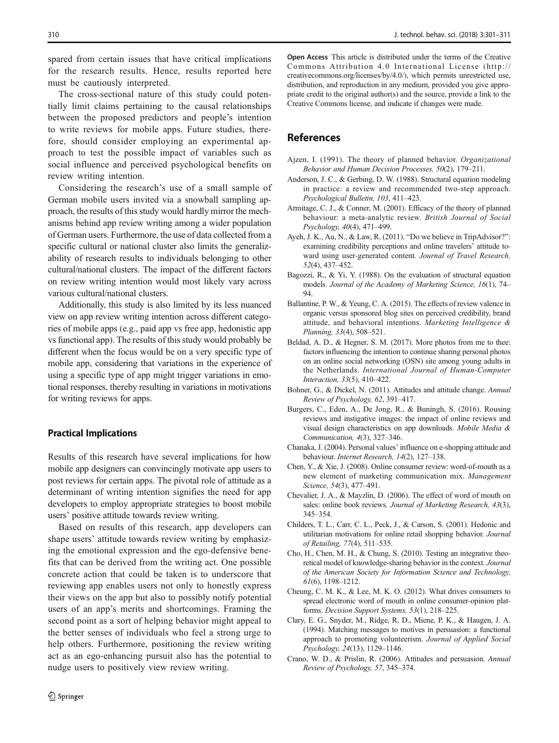spared from certain issues that have critical implications for the research results. Hence, results reported here must be cautiously interpreted.

The cross-sectional nature of this study could potentially limit claims pertaining to the causal relationships between the proposed predictors and people's intention to write reviews for mobile apps. Future studies, therefore, should consider employing an experimental approach to test the possible impact of variables such as social influence and perceived psychological benefits on review writing intention.

Considering the research's use of a small sample of German mobile users invited via a snowball sampling approach, the results of this study would hardly mirror the mechanisms behind app review writing among a wider population of German users. Furthermore, the use of data collected from a specific cultural or national cluster also limits the generalizability of research results to individuals belonging to other cultural/national clusters. The impact of the different factors on review writing intention would most likely vary across various cultural/national clusters.

Additionally, this study is also limited by its less nuanced view on app review writing intention across different categories of mobile apps (e.g., paid app vs free app, hedonistic app vs functional app). The results of this study would probably be different when the focus would be on a very specific type of mobile app, considering that variations in the experience of using a specific type of app might trigger variations in emotional responses, thereby resulting in variations in motivations for writing reviews for apps.

### Practical Implications

Results of this research have several implications for how mobile app designers can convincingly motivate app users to post reviews for certain apps. The pivotal role of attitude as a determinant of writing intention signifies the need for app developers to employ appropriate strategies to boost mobile users' positive attitude towards review writing.

Based on results of this research, app developers can shape users' attitude towards review writing by emphasizing the emotional expression and the ego-defensive benefits that can be derived from the writing act. One possible concrete action that could be taken is to underscore that reviewing app enables users not only to honestly express their views on the app but also to possibly notify potential users of an app's merits and shortcomings. Framing the second point as a sort of helping behavior might appeal to the better senses of individuals who feel a strong urge to help others. Furthermore, positioning the review writing act as an ego-enhancing pursuit also has the potential to nudge users to positively view review writing.

**Open Access** This article is distributed under the terms of the Creative Commons Attribution 4.0 International License (http://creativecommons.org/licenses/by/4.0/), which permits unrestricted use, distribution, and reproduction in any medium, provided you give appropriate credit to the original author(s) and the source, provide a link to the Creative Commons license, and indicate if changes were made.

## References

Ajzen, I. (1991). The theory of planned behavior. *Organizational Behavior and Human Decision Processes, 50*(2), 179–211.

Anderson, J. C., & Gerbing, D. W. (1988). Structural equation modeling in practice: a review and recommended two-step approach. *Psychological Bulletin, 103*, 411–423.

Armitage, C. J., & Conner, M. (2001). Efficacy of the theory of planned behaviour: a meta-analytic review. *British Journal of Social Psychology, 40*(4), 471–499.

Ayeh, J. K., Au, N., & Law, R. (2011). "Do we believe in TripAdvisor?": examining credibility perceptions and online travelers' attitude toward using user-generated content. *Journal of Travel Research, 52*(4), 437–452.

Bagozzi, R., & Yi, Y. (1988). On the evaluation of structural equation models. *Journal of the Academy of Marketing Science, 16*(1), 74–94.

Ballantine, P. W., & Yeung, C. A. (2015). The effects of review valence in organic versus sponsored blog sites on perceived credibility, brand attitude, and behavioral intentions. *Marketing Intelligence & Planning, 33*(4), 508–521.

Beldad, A. D., & Hegner, S. M. (2017). More photos from me to thee: factors influencing the intention to continue sharing personal photos on an online social networking (OSN) site among young adults in the Netherlands. *International Journal of Human-Computer Interaction, 33*(5), 410–422.

Bohner, G., & Dickel, N. (2011). Attitudes and attitude change. *Annual Review of Psychology, 62*, 391–417.

Burgers, C., Eden, A., De Jong, R., & Buningh, S. (2016). Rousing reviews and instigative images: the impact of online reviews and visual design characteristics on app downloads. *Mobile Media & Communication, 4*(3), 327–346.

Chanaka, J. (2004). Personal values' influence on e-shopping attitude and behaviour. *Internet Research, 14*(2), 127–138.

Chen, Y., & Xie, J. (2008). Online consumer review: word-of-mouth as a new element of marketing communication mix. *Management Science, 54*(3), 477–491.

Chevalier, J. A., & Mayzlin, D. (2006). The effect of word of mouth on sales: online book reviews. *Journal of Marketing Research, 43*(3), 345–354.

Childers, T. L., Carr, C. L., Peck, J., & Carson, S. (2001). Hedonic and utilitarian motivations for online retail shopping behavior. *Journal of Retailing, 77*(4), 511–535.

Cho, H., Chen, M. H., & Chung, S. (2010). Testing an integrative theoretical model of knowledge-sharing behavior in the context. *Journal of the American Society for Information Science and Technology, 61*(6), 1198–1212.

Cheung, C. M. K., & Lee, M. K. O. (2012). What drives consumers to spread electronic word of mouth in online consumer-opinion platforms. *Decision Support Systems, 53*(1), 218–225.

Clary, E. G., Snyder, M., Ridge, R. D., Miene, P. K., & Haugen, J. A. (1994). Matching messages to motives in persuasion: a functional approach to promoting volunteerism. *Journal of Applied Social Psychology, 24*(13), 1129–1146.

Crano, W. D., & Prislin, R. (2006). Attitudes and persuasion. *Annual Review of Psychology, 57*, 345–374.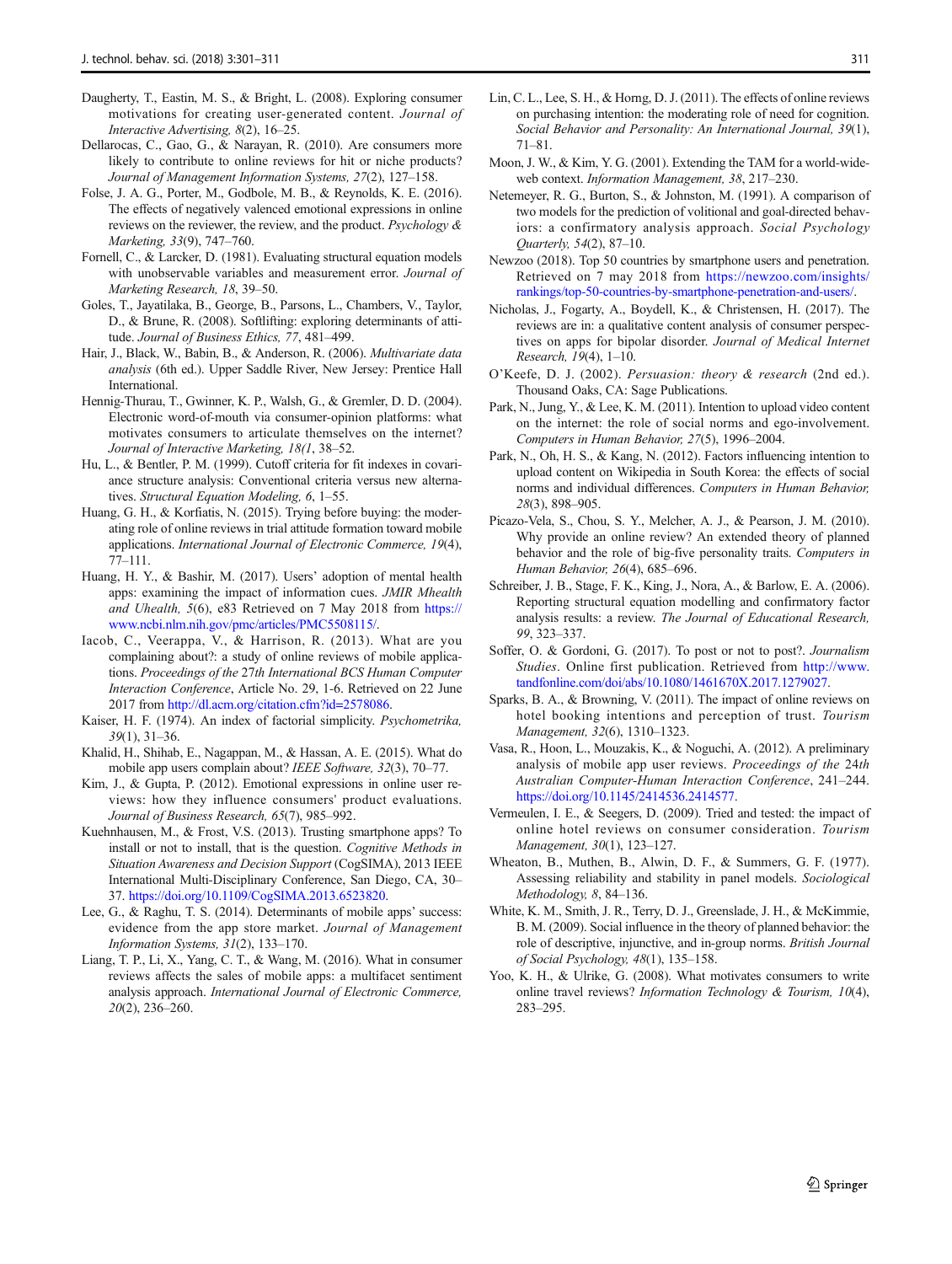Daugherty, T., Eastin, M. S., & Bright, L. (2008). Exploring consumer motivations for creating user-generated content. *Journal of Interactive Advertising, 8*(2), 16–25.

Dellarocas, C., Gao, G., & Narayan, R. (2010). Are consumers more likely to contribute to online reviews for hit or niche products? *Journal of Management Information Systems, 27*(2), 127–158.

Folse, J. A. G., Porter, M., Godbole, M. B., & Reynolds, K. E. (2016). The effects of negatively valenced emotional expressions in online reviews on the reviewer, the review, and the product. *Psychology & Marketing, 33*(9), 747–760.

Fornell, C., & Larcker, D. (1981). Evaluating structural equation models with unobservable variables and measurement error. *Journal of Marketing Research, 18*, 39–50.

Goles, T., Jayatilaka, B., George, B., Parsons, L., Chambers, V., Taylor, D., & Brune, R. (2008). Softlifting: exploring determinants of attitude. *Journal of Business Ethics, 77*, 481–499.

Hair, J., Black, W., Babin, B., & Anderson, R. (2006). *Multivariate data analysis* (6th ed.). Upper Saddle River, New Jersey: Prentice Hall International.

Hennig-Thurau, T., Gwinner, K. P., Walsh, G., & Gremler, D. D. (2004). Electronic word-of-mouth via consumer-opinion platforms: what motivates consumers to articulate themselves on the internet? *Journal of Interactive Marketing, 18(1*, 38–52.

Hu, L., & Bentler, P. M. (1999). Cutoff criteria for fit indexes in covariance structure analysis: Conventional criteria versus new alternatives. *Structural Equation Modeling, 6*, 1–55.

Huang, G. H., & Korfiatis, N. (2015). Trying before buying: the moderating role of online reviews in trial attitude formation toward mobile applications. *International Journal of Electronic Commerce, 19*(4), 77–111.

Huang, H. Y., & Bashir, M. (2017). Users' adoption of mental health apps: examining the impact of information cues. *JMIR Mhealth and Uhealth, 5*(6), e83 Retrieved on 7 May 2018 from https://www.ncbi.nlm.nih.gov/pmc/articles/PMC5508115/.

Iacob, C., Veerappa, V., & Harrison, R. (2013). What are you complaining about?: a study of online reviews of mobile applications. *Proceedings of the 27th International BCS Human Computer Interaction Conference*, Article No. 29, 1-6. Retrieved on 22 June 2017 from http://dl.acm.org/citation.cfm?id=2578086.

Kaiser, H. F. (1974). An index of factorial simplicity. *Psychometrika, 39*(1), 31–36.

Khalid, H., Shihab, E., Nagappan, M., & Hassan, A. E. (2015). What do mobile app users complain about? *IEEE Software, 32*(3), 70–77.

Kim, J., & Gupta, P. (2012). Emotional expressions in online user reviews: how they influence consumers' product evaluations. *Journal of Business Research, 65*(7), 985–992.

Kuehnhausen, M., & Frost, V.S. (2013). Trusting smartphone apps? To install or not to install, that is the question. *Cognitive Methods in Situation Awareness and Decision Support* (CogSIMA), 2013 IEEE International Multi-Disciplinary Conference, San Diego, CA, 30–37. https://doi.org/10.1109/CogSIMA.2013.6523820.

Lee, G., & Raghu, T. S. (2014). Determinants of mobile apps' success: evidence from the app store market. *Journal of Management Information Systems, 31*(2), 133–170.

Liang, T. P., Li, X., Yang, C. T., & Wang, M. (2016). What in consumer reviews affects the sales of mobile apps: a multifacet sentiment analysis approach. *International Journal of Electronic Commerce, 20*(2), 236–260.

Lin, C. L., Lee, S. H., & Horng, D. J. (2011). The effects of online reviews on purchasing intention: the moderating role of need for cognition. *Social Behavior and Personality: An International Journal, 39*(1), 71–81.

Moon, J. W., & Kim, Y. G. (2001). Extending the TAM for a world-wide-web context. *Information Management, 38*, 217–230.

Netemeyer, R. G., Burton, S., & Johnston, M. (1991). A comparison of two models for the prediction of volitional and goal-directed behaviors: a confirmatory analysis approach. *Social Psychology Quarterly, 54*(2), 87–10.

Newzoo (2018). Top 50 countries by smartphone users and penetration. Retrieved on 7 may 2018 from https://newzoo.com/insights/rankings/top-50-countries-by-smartphone-penetration-and-users/.

Nicholas, J., Fogarty, A., Boydell, K., & Christensen, H. (2017). The reviews are in: a qualitative content analysis of consumer perspectives on apps for bipolar disorder. *Journal of Medical Internet Research, 19*(4), 1–10.

O'Keefe, D. J. (2002). *Persuasion: theory & research* (2nd ed.). Thousand Oaks, CA: Sage Publications.

Park, N., Jung, Y., & Lee, K. M. (2011). Intention to upload video content on the internet: the role of social norms and ego-involvement. *Computers in Human Behavior, 27*(5), 1996–2004.

Park, N., Oh, H. S., & Kang, N. (2012). Factors influencing intention to upload content on Wikipedia in South Korea: the effects of social norms and individual differences. *Computers in Human Behavior, 28*(3), 898–905.

Picazo-Vela, S., Chou, S. Y., Melcher, A. J., & Pearson, J. M. (2010). Why provide an online review? An extended theory of planned behavior and the role of big-five personality traits. *Computers in Human Behavior, 26*(4), 685–696.

Schreiber, J. B., Stage, F. K., King, J., Nora, A., & Barlow, E. A. (2006). Reporting structural equation modelling and confirmatory factor analysis results: a review. *The Journal of Educational Research, 99*, 323–337.

Soffer, O. & Gordoni, G. (2017). To post or not to post?. *Journalism Studies*. Online first publication. Retrieved from http://www.tandfonline.com/doi/abs/10.1080/1461670X.2017.1279027.

Sparks, B. A., & Browning, V. (2011). The impact of online reviews on hotel booking intentions and perception of trust. *Tourism Management, 32*(6), 1310–1323.

Vasa, R., Hoon, L., Mouzakis, K., & Noguchi, A. (2012). A preliminary analysis of mobile app user reviews. *Proceedings of the 24th Australian Computer-Human Interaction Conference*, 241–244. https://doi.org/10.1145/2414536.2414577.

Vermeulen, I. E., & Seegers, D. (2009). Tried and tested: the impact of online hotel reviews on consumer consideration. *Tourism Management, 30*(1), 123–127.

Wheaton, B., Muthen, B., Alwin, D. F., & Summers, G. F. (1977). Assessing reliability and stability in panel models. *Sociological Methodology, 8*, 84–136.

White, K. M., Smith, J. R., Terry, D. J., Greenslade, J. H., & McKimmie, B. M. (2009). Social influence in the theory of planned behavior: the role of descriptive, injunctive, and in-group norms. *British Journal of Social Psychology, 48*(1), 135–158.

Yoo, K. H., & Ulrike, G. (2008). What motivates consumers to write online travel reviews? *Information Technology & Tourism, 10*(4), 283–295.